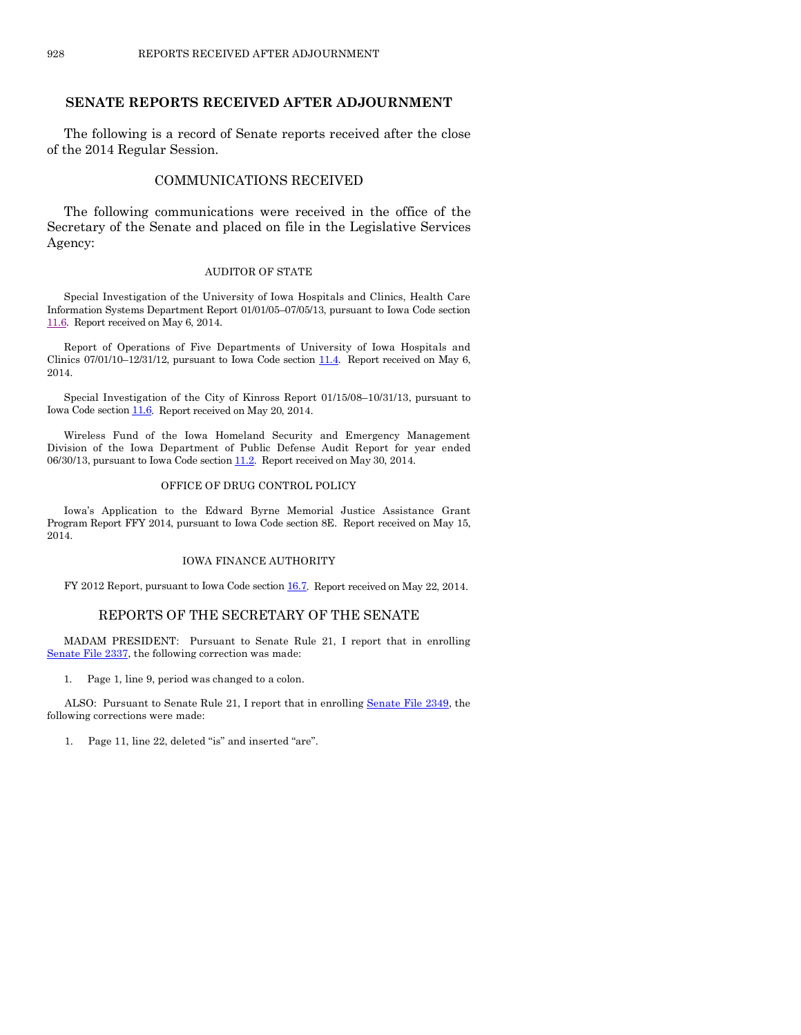## SENATE REPORTS RECEIVED AFTER ADJOURNMENT

The following is a record of Senate reports received after the close of the 2014 Regular Session.

### COMMUNICATIONS RECEIVED

The following communications were received in the office of the Secretary of the Senate and placed on file in the Legislative Services Agency:

#### AUDITOR OF STATE

Special Investigation of the University of Iowa Hospitals and Clinics, Health Care Information Systems Department Report 01/01/05–07/05/13, pursuant to Iowa Code section 11.6. Report received on May 6, 2014.

Report of Operations of Five Departments of University of Iowa Hospitals and Clinics 07/01/10–12/31/12, pursuant to Iowa Code section 11.4. Report received on May 6, 2014.

Special Investigation of the City of Kinross Report 01/15/08–10/31/13, pursuant to Iowa Code section 11.6. Report received on May 20, 2014.

Wireless Fund of the Iowa Homeland Security and Emergency Management Division of the Iowa Department of Public Defense Audit Report for year ended 06/30/13, pursuant to Iowa Code section 11.2. Report received on May 30, 2014.

#### OFFICE OF DRUG CONTROL POLICY

Iowa's Application to the Edward Byrne Memorial Justice Assistance Grant Program Report FFY 2014, pursuant to Iowa Code section 8E. Report received on May 15, 2014.

#### IOWA FINANCE AUTHORITY

FY 2012 Report, pursuant to Iowa Code section 16.7. Report received on May 22, 2014.

### REPORTS OF THE SECRETARY OF THE SENATE

MADAM PRESIDENT: Pursuant to Senate Rule 21, I report that in enrolling Senate File 2337, the following correction was made:

1. Page 1, line 9, period was changed to a colon.

ALSO: Pursuant to Senate Rule 21, I report that in enrolling Senate File 2349, the following corrections were made:

1. Page 11, line 22, deleted "is" and inserted "are".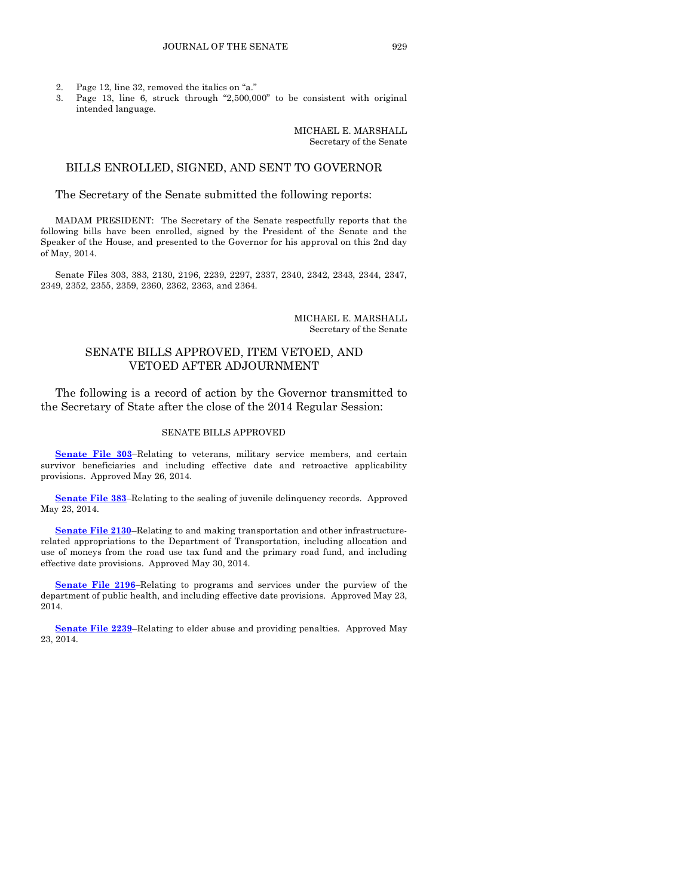2. Page 12, line 32, removed the italics on "a."
3. Page 13, line 6, struck through "2,500,000" to be consistent with original intended language.

MICHAEL E. MARSHALL
Secretary of the Senate

## BILLS ENROLLED, SIGNED, AND SENT TO GOVERNOR

The Secretary of the Senate submitted the following reports:

MADAM PRESIDENT: The Secretary of the Senate respectfully reports that the following bills have been enrolled, signed by the President of the Senate and the Speaker of the House, and presented to the Governor for his approval on this 2nd day of May, 2014.

Senate Files 303, 383, 2130, 2196, 2239, 2297, 2337, 2340, 2342, 2343, 2344, 2347, 2349, 2352, 2355, 2359, 2360, 2362, 2363, and 2364.

MICHAEL E. MARSHALL
Secretary of the Senate

## SENATE BILLS APPROVED, ITEM VETOED, AND VETOED AFTER ADJOURNMENT

The following is a record of action by the Governor transmitted to the Secretary of State after the close of the 2014 Regular Session:

### SENATE BILLS APPROVED

**Senate File 303**–Relating to veterans, military service members, and certain survivor beneficiaries and including effective date and retroactive applicability provisions. Approved May 26, 2014.

**Senate File 383**–Relating to the sealing of juvenile delinquency records. Approved May 23, 2014.

**Senate File 2130**–Relating to and making transportation and other infrastructure-related appropriations to the Department of Transportation, including allocation and use of moneys from the road use tax fund and the primary road fund, and including effective date provisions. Approved May 30, 2014.

**Senate File 2196**–Relating to programs and services under the purview of the department of public health, and including effective date provisions. Approved May 23, 2014.

**Senate File 2239**–Relating to elder abuse and providing penalties. Approved May 23, 2014.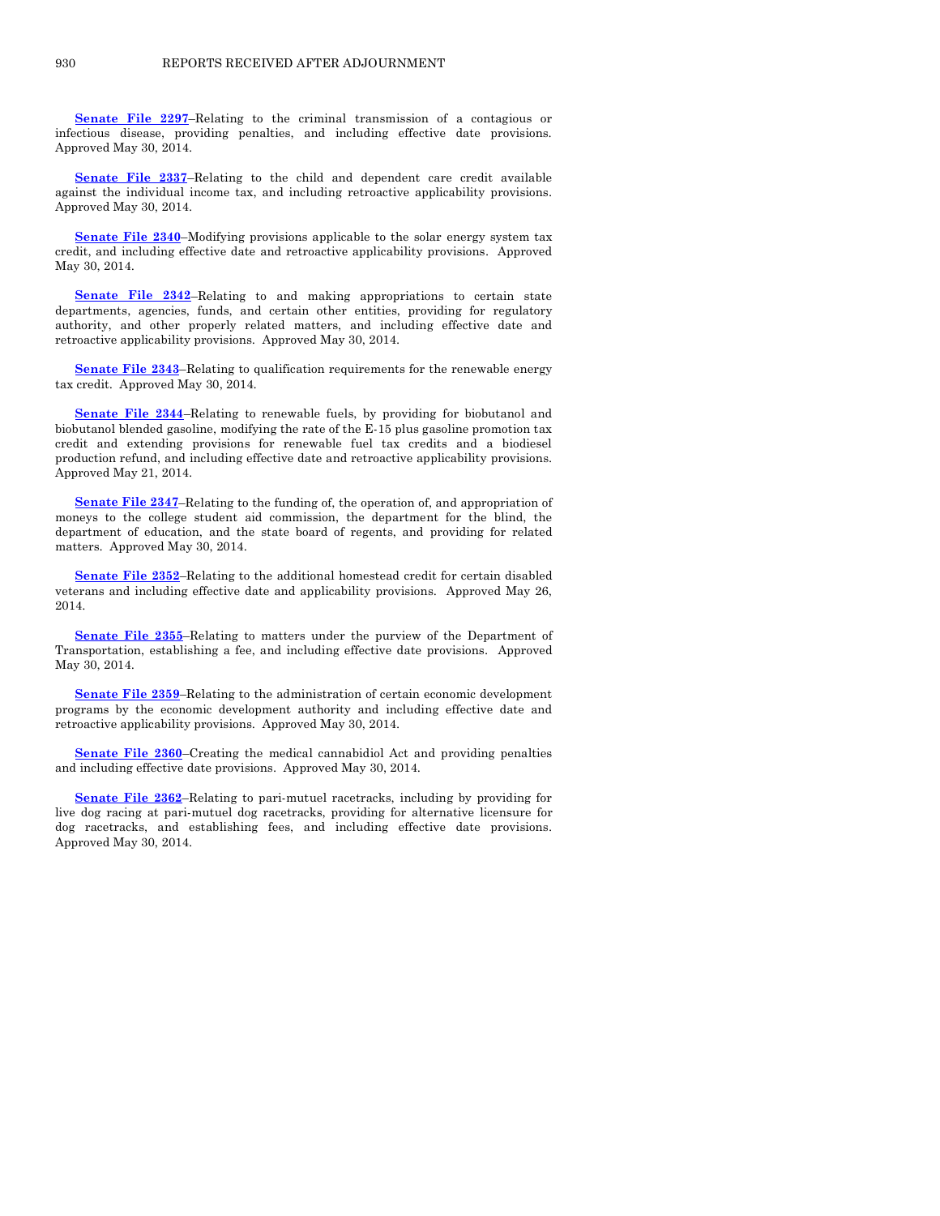**Senate File 2297**–Relating to the criminal transmission of a contagious or infectious disease, providing penalties, and including effective date provisions. Approved May 30, 2014.

**Senate File 2337**–Relating to the child and dependent care credit available against the individual income tax, and including retroactive applicability provisions. Approved May 30, 2014.

**Senate File 2340**–Modifying provisions applicable to the solar energy system tax credit, and including effective date and retroactive applicability provisions. Approved May 30, 2014.

**Senate File 2342**–Relating to and making appropriations to certain state departments, agencies, funds, and certain other entities, providing for regulatory authority, and other properly related matters, and including effective date and retroactive applicability provisions. Approved May 30, 2014.

**Senate File 2343**–Relating to qualification requirements for the renewable energy tax credit. Approved May 30, 2014.

**Senate File 2344**–Relating to renewable fuels, by providing for biobutanol and biobutanol blended gasoline, modifying the rate of the E-15 plus gasoline promotion tax credit and extending provisions for renewable fuel tax credits and a biodiesel production refund, and including effective date and retroactive applicability provisions. Approved May 21, 2014.

**Senate File 2347**–Relating to the funding of, the operation of, and appropriation of moneys to the college student aid commission, the department for the blind, the department of education, and the state board of regents, and providing for related matters. Approved May 30, 2014.

**Senate File 2352**–Relating to the additional homestead credit for certain disabled veterans and including effective date and applicability provisions. Approved May 26, 2014.

**Senate File 2355**–Relating to matters under the purview of the Department of Transportation, establishing a fee, and including effective date provisions. Approved May 30, 2014.

**Senate File 2359**–Relating to the administration of certain economic development programs by the economic development authority and including effective date and retroactive applicability provisions. Approved May 30, 2014.

**Senate File 2360**–Creating the medical cannabidiol Act and providing penalties and including effective date provisions. Approved May 30, 2014.

**Senate File 2362**–Relating to pari-mutuel racetracks, including by providing for live dog racing at pari-mutuel dog racetracks, providing for alternative licensure for dog racetracks, and establishing fees, and including effective date provisions. Approved May 30, 2014.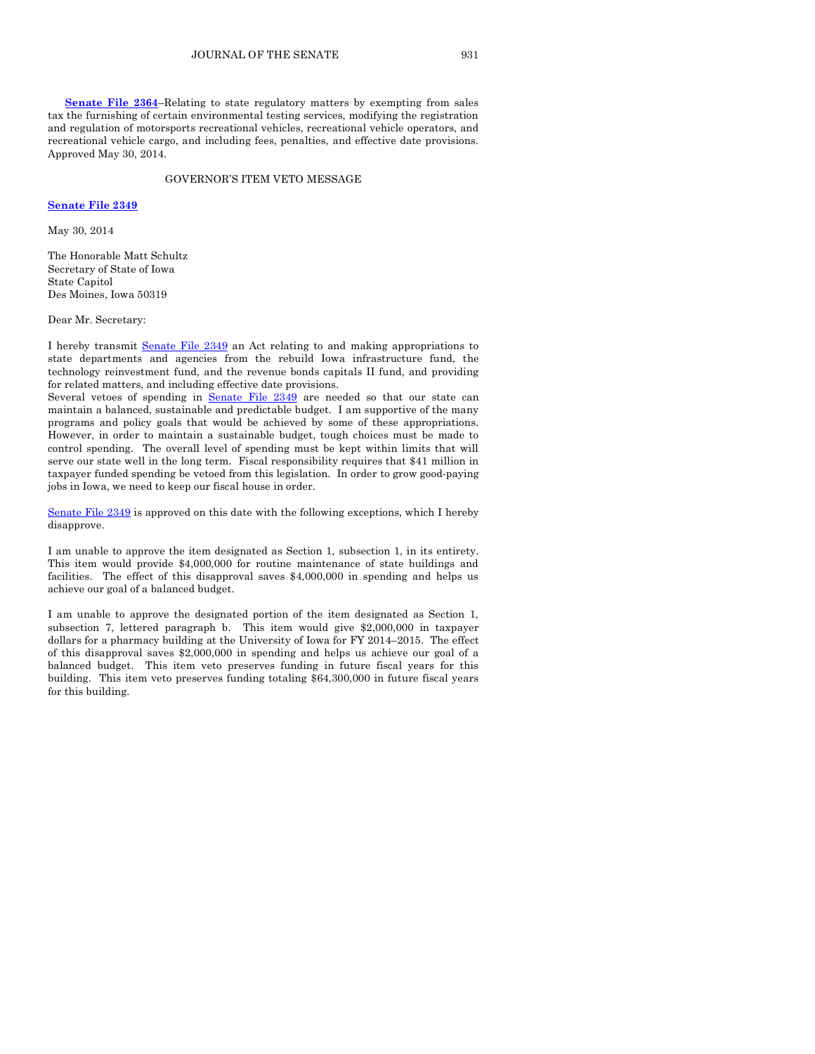**Senate File 2364**–Relating to state regulatory matters by exempting from sales tax the furnishing of certain environmental testing services, modifying the registration and regulation of motorsports recreational vehicles, recreational vehicle operators, and recreational vehicle cargo, and including fees, penalties, and effective date provisions. Approved May 30, 2014.

GOVERNOR'S ITEM VETO MESSAGE

**Senate File 2349**

May 30, 2014

The Honorable Matt Schultz
Secretary of State of Iowa
State Capitol
Des Moines, Iowa 50319

Dear Mr. Secretary:

I hereby transmit Senate File 2349 an Act relating to and making appropriations to state departments and agencies from the rebuild Iowa infrastructure fund, the technology reinvestment fund, and the revenue bonds capitals II fund, and providing for related matters, and including effective date provisions.

Several vetoes of spending in Senate File 2349 are needed so that our state can maintain a balanced, sustainable and predictable budget. I am supportive of the many programs and policy goals that would be achieved by some of these appropriations. However, in order to maintain a sustainable budget, tough choices must be made to control spending. The overall level of spending must be kept within limits that will serve our state well in the long term. Fiscal responsibility requires that $41 million in taxpayer funded spending be vetoed from this legislation. In order to grow good-paying jobs in Iowa, we need to keep our fiscal house in order.

Senate File 2349 is approved on this date with the following exceptions, which I hereby disapprove.

I am unable to approve the item designated as Section 1, subsection 1, in its entirety. This item would provide $4,000,000 for routine maintenance of state buildings and facilities. The effect of this disapproval saves $4,000,000 in spending and helps us achieve our goal of a balanced budget.

I am unable to approve the designated portion of the item designated as Section 1, subsection 7, lettered paragraph b. This item would give $2,000,000 in taxpayer dollars for a pharmacy building at the University of Iowa for FY 2014–2015. The effect of this disapproval saves $2,000,000 in spending and helps us achieve our goal of a balanced budget. This item veto preserves funding in future fiscal years for this building. This item veto preserves funding totaling $64,300,000 in future fiscal years for this building.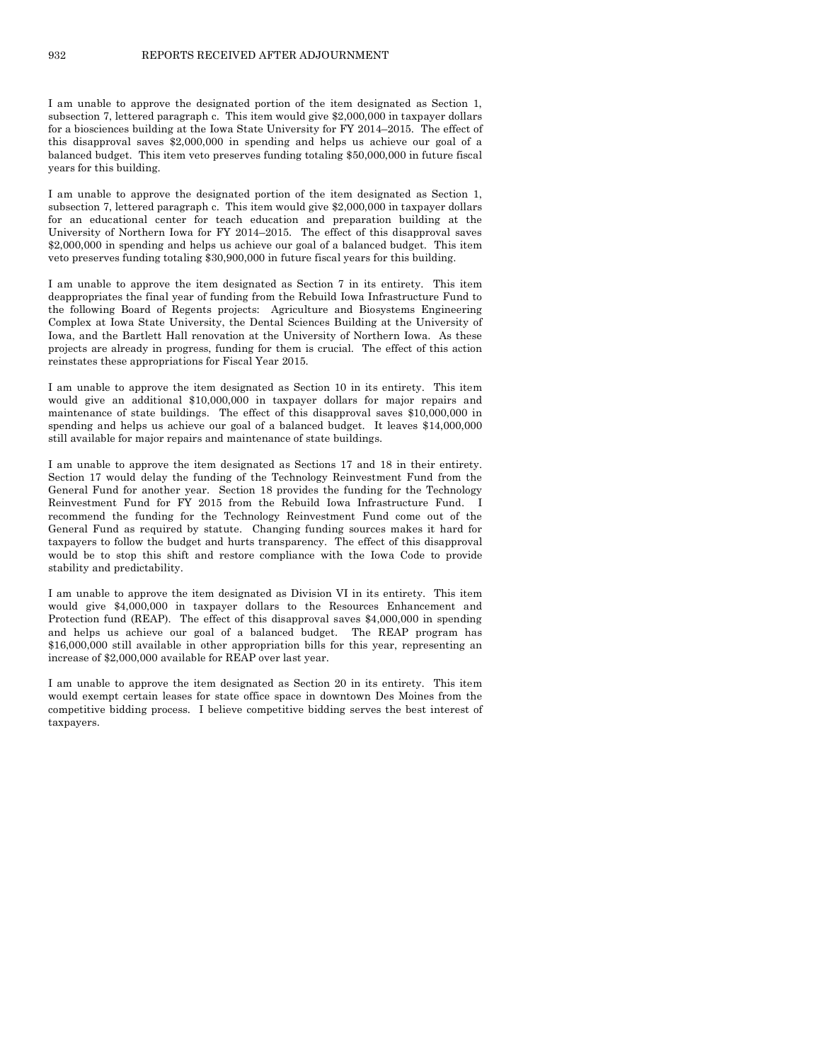I am unable to approve the designated portion of the item designated as Section 1, subsection 7, lettered paragraph c. This item would give $2,000,000 in taxpayer dollars for a biosciences building at the Iowa State University for FY 2014–2015. The effect of this disapproval saves $2,000,000 in spending and helps us achieve our goal of a balanced budget. This item veto preserves funding totaling $50,000,000 in future fiscal years for this building.

I am unable to approve the designated portion of the item designated as Section 1, subsection 7, lettered paragraph c. This item would give $2,000,000 in taxpayer dollars for an educational center for teach education and preparation building at the University of Northern Iowa for FY 2014–2015. The effect of this disapproval saves $2,000,000 in spending and helps us achieve our goal of a balanced budget. This item veto preserves funding totaling $30,900,000 in future fiscal years for this building.

I am unable to approve the item designated as Section 7 in its entirety. This item deappropriates the final year of funding from the Rebuild Iowa Infrastructure Fund to the following Board of Regents projects: Agriculture and Biosystems Engineering Complex at Iowa State University, the Dental Sciences Building at the University of Iowa, and the Bartlett Hall renovation at the University of Northern Iowa. As these projects are already in progress, funding for them is crucial. The effect of this action reinstates these appropriations for Fiscal Year 2015.

I am unable to approve the item designated as Section 10 in its entirety. This item would give an additional $10,000,000 in taxpayer dollars for major repairs and maintenance of state buildings. The effect of this disapproval saves $10,000,000 in spending and helps us achieve our goal of a balanced budget. It leaves $14,000,000 still available for major repairs and maintenance of state buildings.

I am unable to approve the item designated as Sections 17 and 18 in their entirety. Section 17 would delay the funding of the Technology Reinvestment Fund from the General Fund for another year. Section 18 provides the funding for the Technology Reinvestment Fund for FY 2015 from the Rebuild Iowa Infrastructure Fund. I recommend the funding for the Technology Reinvestment Fund come out of the General Fund as required by statute. Changing funding sources makes it hard for taxpayers to follow the budget and hurts transparency. The effect of this disapproval would be to stop this shift and restore compliance with the Iowa Code to provide stability and predictability.

I am unable to approve the item designated as Division VI in its entirety. This item would give $4,000,000 in taxpayer dollars to the Resources Enhancement and Protection fund (REAP). The effect of this disapproval saves $4,000,000 in spending and helps us achieve our goal of a balanced budget. The REAP program has $16,000,000 still available in other appropriation bills for this year, representing an increase of $2,000,000 available for REAP over last year.

I am unable to approve the item designated as Section 20 in its entirety. This item would exempt certain leases for state office space in downtown Des Moines from the competitive bidding process. I believe competitive bidding serves the best interest of taxpayers.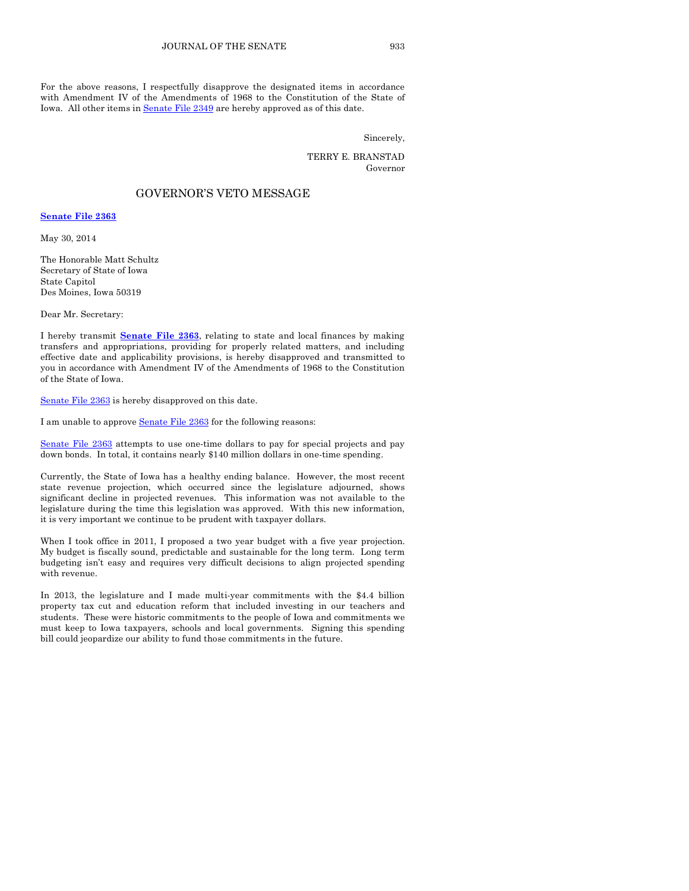For the above reasons, I respectfully disapprove the designated items in accordance with Amendment IV of the Amendments of 1968 to the Constitution of the State of Iowa. All other items in Senate File 2349 are hereby approved as of this date.

Sincerely,

TERRY E. BRANSTAD
Governor

## GOVERNOR'S VETO MESSAGE

**Senate File 2363**

May 30, 2014

The Honorable Matt Schultz
Secretary of State of Iowa
State Capitol
Des Moines, Iowa 50319

Dear Mr. Secretary:

I hereby transmit **Senate File 2363**, relating to state and local finances by making transfers and appropriations, providing for properly related matters, and including effective date and applicability provisions, is hereby disapproved and transmitted to you in accordance with Amendment IV of the Amendments of 1968 to the Constitution of the State of Iowa.

Senate File 2363 is hereby disapproved on this date.

I am unable to approve Senate File 2363 for the following reasons:

Senate File 2363 attempts to use one-time dollars to pay for special projects and pay down bonds. In total, it contains nearly $140 million dollars in one-time spending.

Currently, the State of Iowa has a healthy ending balance. However, the most recent state revenue projection, which occurred since the legislature adjourned, shows significant decline in projected revenues. This information was not available to the legislature during the time this legislation was approved. With this new information, it is very important we continue to be prudent with taxpayer dollars.

When I took office in 2011, I proposed a two year budget with a five year projection. My budget is fiscally sound, predictable and sustainable for the long term. Long term budgeting isn't easy and requires very difficult decisions to align projected spending with revenue.

In 2013, the legislature and I made multi-year commitments with the $4.4 billion property tax cut and education reform that included investing in our teachers and students. These were historic commitments to the people of Iowa and commitments we must keep to Iowa taxpayers, schools and local governments. Signing this spending bill could jeopardize our ability to fund those commitments in the future.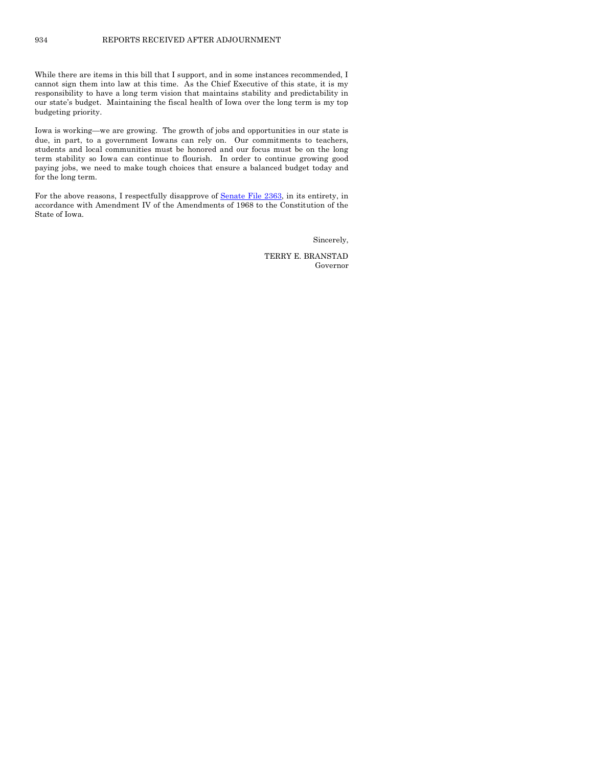While there are items in this bill that I support, and in some instances recommended, I cannot sign them into law at this time. As the Chief Executive of this state, it is my responsibility to have a long term vision that maintains stability and predictability in our state's budget. Maintaining the fiscal health of Iowa over the long term is my top budgeting priority.

Iowa is working—we are growing. The growth of jobs and opportunities in our state is due, in part, to a government Iowans can rely on. Our commitments to teachers, students and local communities must be honored and our focus must be on the long term stability so Iowa can continue to flourish. In order to continue growing good paying jobs, we need to make tough choices that ensure a balanced budget today and for the long term.

For the above reasons, I respectfully disapprove of Senate File 2363, in its entirety, in accordance with Amendment IV of the Amendments of 1968 to the Constitution of the State of Iowa.

Sincerely,

TERRY E. BRANSTAD
Governor